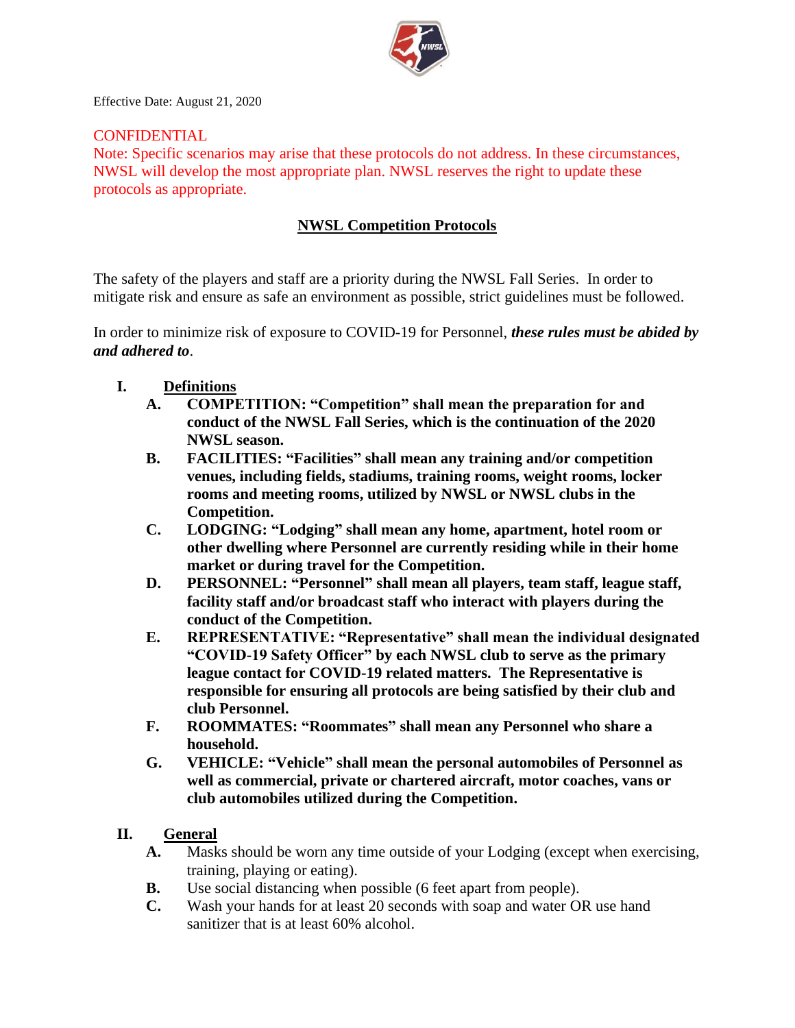Effective Date: August 21, 2020

CONFIDENTIAL
Note: Specific scenarios may arise that these protocols do not address. In these circumstances, NWSL will develop the most appropriate plan. NWSL reserves the right to update these protocols as appropriate.

# NWSL Competition Protocols

The safety of the players and staff are a priority during the NWSL Fall Series. In order to mitigate risk and ensure as safe an environment as possible, strict guidelines must be followed.

In order to minimize risk of exposure to COVID-19 for Personnel, ***these rules must be abided by and adhered to***.

## I. Definitions

- **A. COMPETITION: "Competition" shall mean the preparation for and conduct of the NWSL Fall Series, which is the continuation of the 2020 NWSL season.**
- **B. FACILITIES: "Facilities" shall mean any training and/or competition venues, including fields, stadiums, training rooms, weight rooms, locker rooms and meeting rooms, utilized by NWSL or NWSL clubs in the Competition.**
- **C. LODGING: "Lodging" shall mean any home, apartment, hotel room or other dwelling where Personnel are currently residing while in their home market or during travel for the Competition.**
- **D. PERSONNEL: "Personnel" shall mean all players, team staff, league staff, facility staff and/or broadcast staff who interact with players during the conduct of the Competition.**
- **E. REPRESENTATIVE: "Representative" shall mean the individual designated "COVID-19 Safety Officer" by each NWSL club to serve as the primary league contact for COVID-19 related matters. The Representative is responsible for ensuring all protocols are being satisfied by their club and club Personnel.**
- **F. ROOMMATES: "Roommates" shall mean any Personnel who share a household.**
- **G. VEHICLE: "Vehicle" shall mean the personal automobiles of Personnel as well as commercial, private or chartered aircraft, motor coaches, vans or club automobiles utilized during the Competition.**

## II. General

- **A.** Masks should be worn any time outside of your Lodging (except when exercising, training, playing or eating).
- **B.** Use social distancing when possible (6 feet apart from people).
- **C.** Wash your hands for at least 20 seconds with soap and water OR use hand sanitizer that is at least 60% alcohol.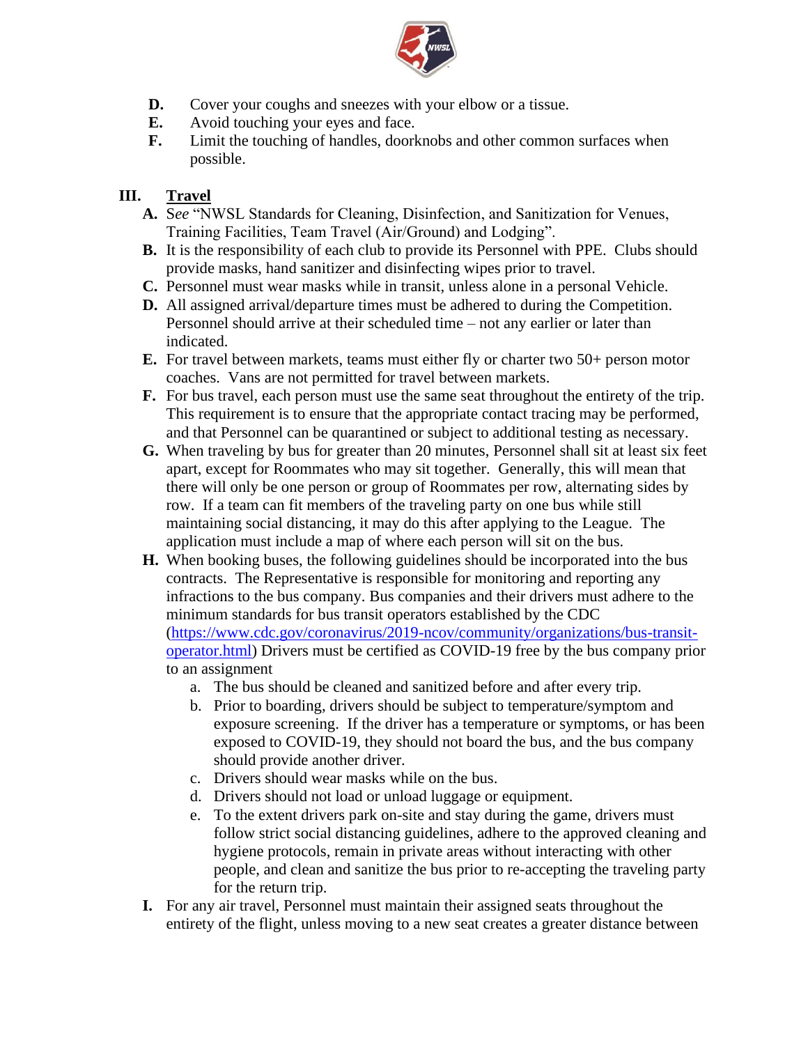**D.** Cover your coughs and sneezes with your elbow or a tissue.
**E.** Avoid touching your eyes and face.
**F.** Limit the touching of handles, doorknobs and other common surfaces when possible.

## III. Travel

**A.** *See* "NWSL Standards for Cleaning, Disinfection, and Sanitization for Venues, Training Facilities, Team Travel (Air/Ground) and Lodging".

**B.** It is the responsibility of each club to provide its Personnel with PPE. Clubs should provide masks, hand sanitizer and disinfecting wipes prior to travel.

**C.** Personnel must wear masks while in transit, unless alone in a personal Vehicle.

**D.** All assigned arrival/departure times must be adhered to during the Competition. Personnel should arrive at their scheduled time – not any earlier or later than indicated.

**E.** For travel between markets, teams must either fly or charter two 50+ person motor coaches. Vans are not permitted for travel between markets.

**F.** For bus travel, each person must use the same seat throughout the entirety of the trip. This requirement is to ensure that the appropriate contact tracing may be performed, and that Personnel can be quarantined or subject to additional testing as necessary.

**G.** When traveling by bus for greater than 20 minutes, Personnel shall sit at least six feet apart, except for Roommates who may sit together. Generally, this will mean that there will only be one person or group of Roommates per row, alternating sides by row. If a team can fit members of the traveling party on one bus while still maintaining social distancing, it may do this after applying to the League. The application must include a map of where each person will sit on the bus.

**H.** When booking buses, the following guidelines should be incorporated into the bus contracts. The Representative is responsible for monitoring and reporting any infractions to the bus company. Bus companies and their drivers must adhere to the minimum standards for bus transit operators established by the CDC ([https://www.cdc.gov/coronavirus/2019-ncov/community/organizations/bus-transit-operator.html](https://www.cdc.gov/coronavirus/2019-ncov/community/organizations/bus-transit-operator.html)) Drivers must be certified as COVID-19 free by the bus company prior to an assignment

a. The bus should be cleaned and sanitized before and after every trip.
b. Prior to boarding, drivers should be subject to temperature/symptom and exposure screening. If the driver has a temperature or symptoms, or has been exposed to COVID-19, they should not board the bus, and the bus company should provide another driver.
c. Drivers should wear masks while on the bus.
d. Drivers should not load or unload luggage or equipment.
e. To the extent drivers park on-site and stay during the game, drivers must follow strict social distancing guidelines, adhere to the approved cleaning and hygiene protocols, remain in private areas without interacting with other people, and clean and sanitize the bus prior to re-accepting the traveling party for the return trip.

**I.** For any air travel, Personnel must maintain their assigned seats throughout the entirety of the flight, unless moving to a new seat creates a greater distance between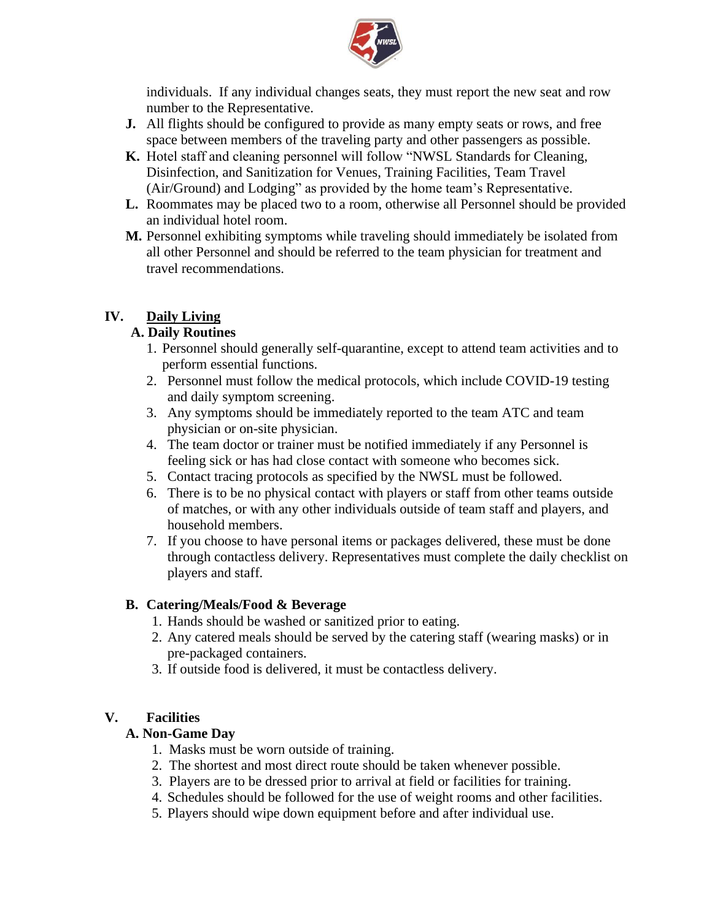individuals. If any individual changes seats, they must report the new seat and row number to the Representative.

**J.** All flights should be configured to provide as many empty seats or rows, and free space between members of the traveling party and other passengers as possible.

**K.** Hotel staff and cleaning personnel will follow "NWSL Standards for Cleaning, Disinfection, and Sanitization for Venues, Training Facilities, Team Travel (Air/Ground) and Lodging" as provided by the home team's Representative.

**L.** Roommates may be placed two to a room, otherwise all Personnel should be provided an individual hotel room.

**M.** Personnel exhibiting symptoms while traveling should immediately be isolated from all other Personnel and should be referred to the team physician for treatment and travel recommendations.

## IV. Daily Living

### A. Daily Routines

1. Personnel should generally self-quarantine, except to attend team activities and to perform essential functions.
2. Personnel must follow the medical protocols, which include COVID-19 testing and daily symptom screening.
3. Any symptoms should be immediately reported to the team ATC and team physician or on-site physician.
4. The team doctor or trainer must be notified immediately if any Personnel is feeling sick or has had close contact with someone who becomes sick.
5. Contact tracing protocols as specified by the NWSL must be followed.
6. There is to be no physical contact with players or staff from other teams outside of matches, or with any other individuals outside of team staff and players, and household members.
7. If you choose to have personal items or packages delivered, these must be done through contactless delivery. Representatives must complete the daily checklist on players and staff.

### B. Catering/Meals/Food & Beverage

1. Hands should be washed or sanitized prior to eating.
2. Any catered meals should be served by the catering staff (wearing masks) or in pre-packaged containers.
3. If outside food is delivered, it must be contactless delivery.

## V. Facilities

### A. Non-Game Day

1. Masks must be worn outside of training.
2. The shortest and most direct route should be taken whenever possible.
3. Players are to be dressed prior to arrival at field or facilities for training.
4. Schedules should be followed for the use of weight rooms and other facilities.
5. Players should wipe down equipment before and after individual use.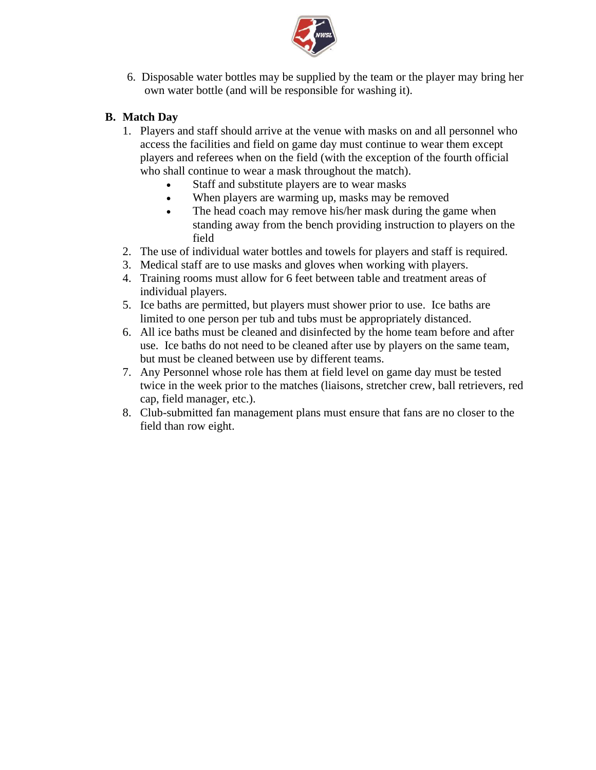6. Disposable water bottles may be supplied by the team or the player may bring her own water bottle (and will be responsible for washing it).

## B. Match Day

1. Players and staff should arrive at the venue with masks on and all personnel who access the facilities and field on game day must continue to wear them except players and referees when on the field (with the exception of the fourth official who shall continue to wear a mask throughout the match).
    - Staff and substitute players are to wear masks
    - When players are warming up, masks may be removed
    - The head coach may remove his/her mask during the game when standing away from the bench providing instruction to players on the field
2. The use of individual water bottles and towels for players and staff is required.
3. Medical staff are to use masks and gloves when working with players.
4. Training rooms must allow for 6 feet between table and treatment areas of individual players.
5. Ice baths are permitted, but players must shower prior to use. Ice baths are limited to one person per tub and tubs must be appropriately distanced.
6. All ice baths must be cleaned and disinfected by the home team before and after use. Ice baths do not need to be cleaned after use by players on the same team, but must be cleaned between use by different teams.
7. Any Personnel whose role has them at field level on game day must be tested twice in the week prior to the matches (liaisons, stretcher crew, ball retrievers, red cap, field manager, etc.).
8. Club-submitted fan management plans must ensure that fans are no closer to the field than row eight.